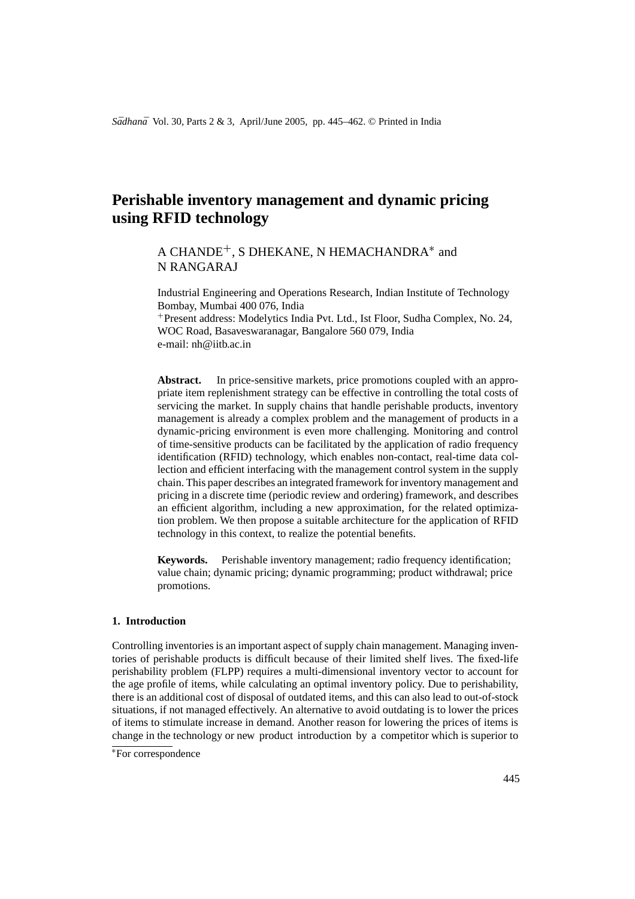# Perishable inventory management and dynamic pricing using RFID technology

A CHANDE[+], S DHEKANE, N HEMACHANDRA[*] and N RANGARAJ

Industrial Engineering and Operations Research, Indian Institute of Technology Bombay, Mumbai 400 076, India
[+]Present address: Modelytics India Pvt. Ltd., Ist Floor, Sudha Complex, No. 24, WOC Road, Basaveswaranagar, Bangalore 560 079, India
e-mail: nh@iitb.ac.in

**Abstract.** In price-sensitive markets, price promotions coupled with an appropriate item replenishment strategy can be effective in controlling the total costs of servicing the market. In supply chains that handle perishable products, inventory management is already a complex problem and the management of products in a dynamic-pricing environment is even more challenging. Monitoring and control of time-sensitive products can be facilitated by the application of radio frequency identification (RFID) technology, which enables non-contact, real-time data collection and efficient interfacing with the management control system in the supply chain. This paper describes an integrated framework for inventory management and pricing in a discrete time (periodic review and ordering) framework, and describes an efficient algorithm, including a new approximation, for the related optimization problem. We then propose a suitable architecture for the application of RFID technology in this context, to realize the potential benefits.

**Keywords.** Perishable inventory management; radio frequency identification; value chain; dynamic pricing; dynamic programming; product withdrawal; price promotions.

## 1. Introduction

Controlling inventories is an important aspect of supply chain management. Managing inventories of perishable products is difficult because of their limited shelf lives. The fixed-life perishability problem (FLPP) requires a multi-dimensional inventory vector to account for the age profile of items, while calculating an optimal inventory policy. Due to perishability, there is an additional cost of disposal of outdated items, and this can also lead to out-of-stock situations, if not managed effectively. An alternative to avoid outdating is to lower the prices of items to stimulate increase in demand. Another reason for lowering the prices of items is change in the technology or new product introduction by a competitor which is superior to

[*]For correspondence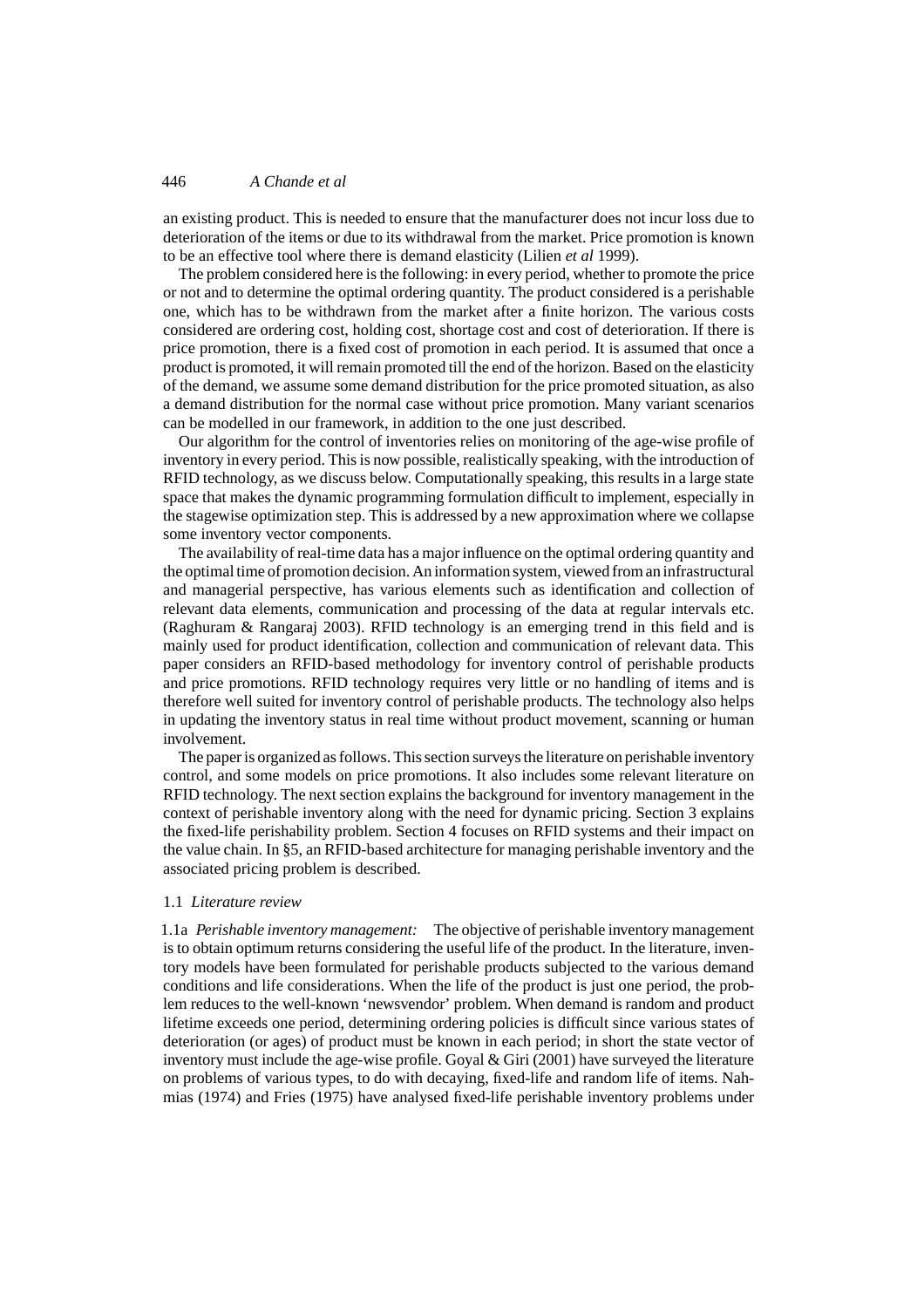an existing product. This is needed to ensure that the manufacturer does not incur loss due to deterioration of the items or due to its withdrawal from the market. Price promotion is known to be an effective tool where there is demand elasticity (Lilien *et al* 1999).

The problem considered here is the following: in every period, whether to promote the price or not and to determine the optimal ordering quantity. The product considered is a perishable one, which has to be withdrawn from the market after a finite horizon. The various costs considered are ordering cost, holding cost, shortage cost and cost of deterioration. If there is price promotion, there is a fixed cost of promotion in each period. It is assumed that once a product is promoted, it will remain promoted till the end of the horizon. Based on the elasticity of the demand, we assume some demand distribution for the price promoted situation, as also a demand distribution for the normal case without price promotion. Many variant scenarios can be modelled in our framework, in addition to the one just described.

Our algorithm for the control of inventories relies on monitoring of the age-wise profile of inventory in every period. This is now possible, realistically speaking, with the introduction of RFID technology, as we discuss below. Computationally speaking, this results in a large state space that makes the dynamic programming formulation difficult to implement, especially in the stagewise optimization step. This is addressed by a new approximation where we collapse some inventory vector components.

The availability of real-time data has a major influence on the optimal ordering quantity and the optimal time of promotion decision. An information system, viewed from an infrastructural and managerial perspective, has various elements such as identification and collection of relevant data elements, communication and processing of the data at regular intervals etc. (Raghuram & Rangaraj 2003). RFID technology is an emerging trend in this field and is mainly used for product identification, collection and communication of relevant data. This paper considers an RFID-based methodology for inventory control of perishable products and price promotions. RFID technology requires very little or no handling of items and is therefore well suited for inventory control of perishable products. The technology also helps in updating the inventory status in real time without product movement, scanning or human involvement.

The paper is organized as follows. This section surveys the literature on perishable inventory control, and some models on price promotions. It also includes some relevant literature on RFID technology. The next section explains the background for inventory management in the context of perishable inventory along with the need for dynamic pricing. Section 3 explains the fixed-life perishability problem. Section 4 focuses on RFID systems and their impact on the value chain. In §5, an RFID-based architecture for managing perishable inventory and the associated pricing problem is described.

### 1.1 *Literature review*

1.1a *Perishable inventory management:* The objective of perishable inventory management is to obtain optimum returns considering the useful life of the product. In the literature, inventory models have been formulated for perishable products subjected to the various demand conditions and life considerations. When the life of the product is just one period, the problem reduces to the well-known 'newsvendor' problem. When demand is random and product lifetime exceeds one period, determining ordering policies is difficult since various states of deterioration (or ages) of product must be known in each period; in short the state vector of inventory must include the age-wise profile. Goyal & Giri (2001) have surveyed the literature on problems of various types, to do with decaying, fixed-life and random life of items. Nahmias (1974) and Fries (1975) have analysed fixed-life perishable inventory problems under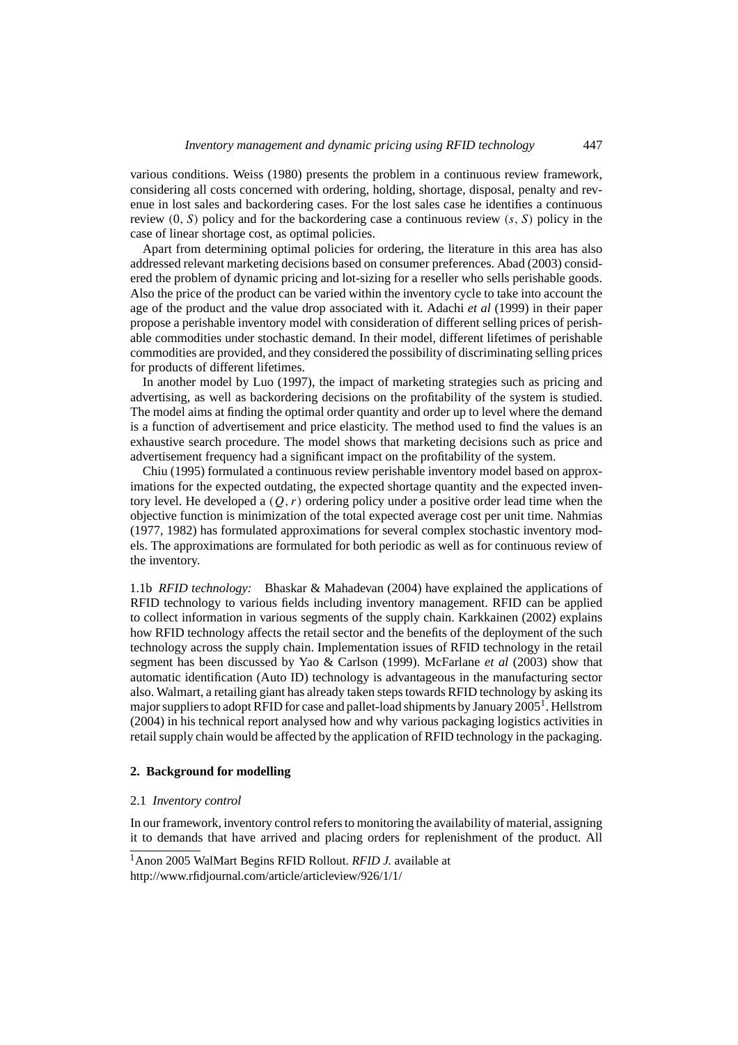various conditions. Weiss (1980) presents the problem in a continuous review framework, considering all costs concerned with ordering, holding, shortage, disposal, penalty and revenue in lost sales and backordering cases. For the lost sales case he identifies a continuous review $(0, S)$ policy and for the backordering case a continuous review $(s, S)$ policy in the case of linear shortage cost, as optimal policies.

Apart from determining optimal policies for ordering, the literature in this area has also addressed relevant marketing decisions based on consumer preferences. Abad (2003) considered the problem of dynamic pricing and lot-sizing for a reseller who sells perishable goods. Also the price of the product can be varied within the inventory cycle to take into account the age of the product and the value drop associated with it. Adachi *et al* (1999) in their paper propose a perishable inventory model with consideration of different selling prices of perishable commodities under stochastic demand. In their model, different lifetimes of perishable commodities are provided, and they considered the possibility of discriminating selling prices for products of different lifetimes.

In another model by Luo (1997), the impact of marketing strategies such as pricing and advertising, as well as backordering decisions on the profitability of the system is studied. The model aims at finding the optimal order quantity and order up to level where the demand is a function of advertisement and price elasticity. The method used to find the values is an exhaustive search procedure. The model shows that marketing decisions such as price and advertisement frequency had a significant impact on the profitability of the system.

Chiu (1995) formulated a continuous review perishable inventory model based on approximations for the expected outdating, the expected shortage quantity and the expected inventory level. He developed a $(Q, r)$ ordering policy under a positive order lead time when the objective function is minimization of the total expected average cost per unit time. Nahmias (1977, 1982) has formulated approximations for several complex stochastic inventory models. The approximations are formulated for both periodic as well as for continuous review of the inventory.

1.1b *RFID technology:* Bhaskar & Mahadevan (2004) have explained the applications of RFID technology to various fields including inventory management. RFID can be applied to collect information in various segments of the supply chain. Karkkainen (2002) explains how RFID technology affects the retail sector and the benefits of the deployment of the such technology across the supply chain. Implementation issues of RFID technology in the retail segment has been discussed by Yao & Carlson (1999). McFarlane *et al* (2003) show that automatic identification (Auto ID) technology is advantageous in the manufacturing sector also. Walmart, a retailing giant has already taken steps towards RFID technology by asking its major suppliers to adopt RFID for case and pallet-load shipments by January 2005[1]. Hellstrom (2004) in his technical report analysed how and why various packaging logistics activities in retail supply chain would be affected by the application of RFID technology in the packaging.

## 2. Background for modelling

### 2.1 *Inventory control*

In our framework, inventory control refers to monitoring the availability of material, assigning it to demands that have arrived and placing orders for replenishment of the product. All

[1] Anon 2005 WalMart Begins RFID Rollout. *RFID J.* available at http://www.rfidjournal.com/article/articleview/926/1/1/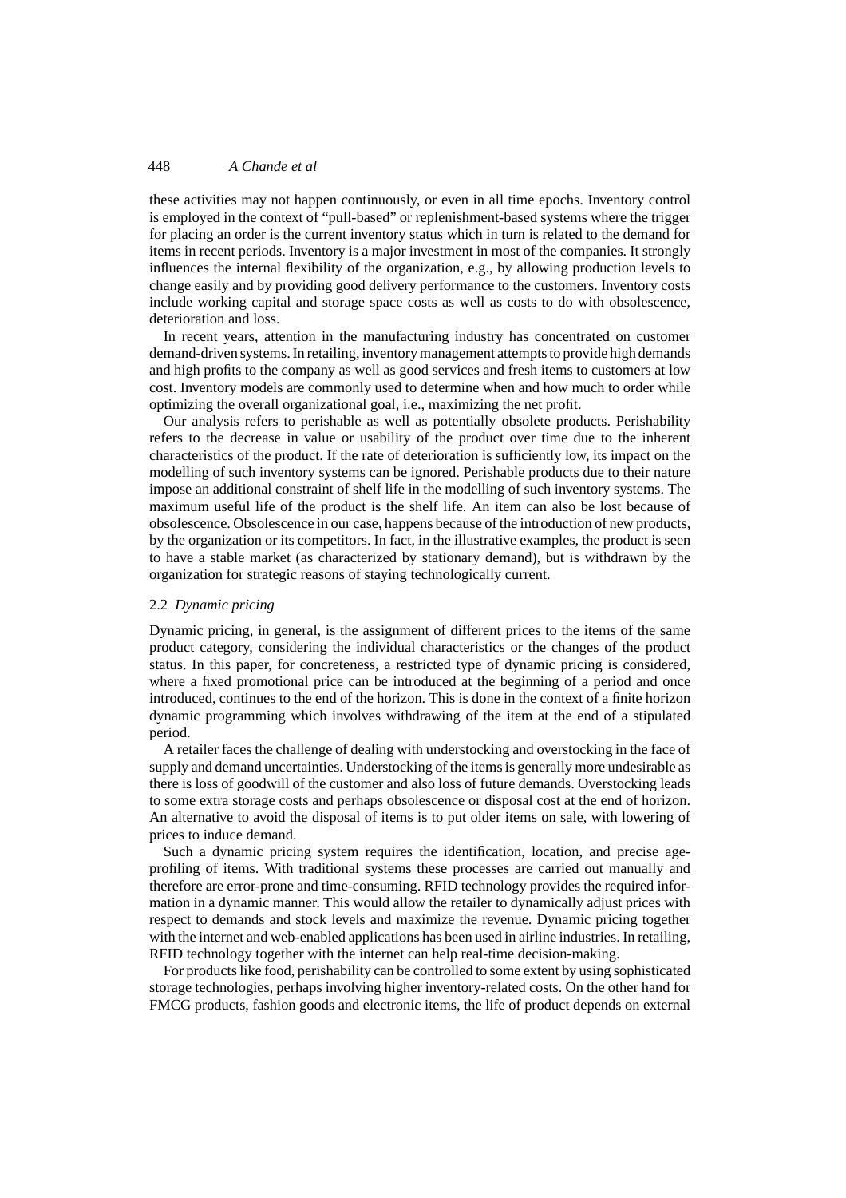these activities may not happen continuously, or even in all time epochs. Inventory control is employed in the context of "pull-based" or replenishment-based systems where the trigger for placing an order is the current inventory status which in turn is related to the demand for items in recent periods. Inventory is a major investment in most of the companies. It strongly influences the internal flexibility of the organization, e.g., by allowing production levels to change easily and by providing good delivery performance to the customers. Inventory costs include working capital and storage space costs as well as costs to do with obsolescence, deterioration and loss.

In recent years, attention in the manufacturing industry has concentrated on customer demand-driven systems. In retailing, inventory management attempts to provide high demands and high profits to the company as well as good services and fresh items to customers at low cost. Inventory models are commonly used to determine when and how much to order while optimizing the overall organizational goal, i.e., maximizing the net profit.

Our analysis refers to perishable as well as potentially obsolete products. Perishability refers to the decrease in value or usability of the product over time due to the inherent characteristics of the product. If the rate of deterioration is sufficiently low, its impact on the modelling of such inventory systems can be ignored. Perishable products due to their nature impose an additional constraint of shelf life in the modelling of such inventory systems. The maximum useful life of the product is the shelf life. An item can also be lost because of obsolescence. Obsolescence in our case, happens because of the introduction of new products, by the organization or its competitors. In fact, in the illustrative examples, the product is seen to have a stable market (as characterized by stationary demand), but is withdrawn by the organization for strategic reasons of staying technologically current.

### 2.2 *Dynamic pricing*

Dynamic pricing, in general, is the assignment of different prices to the items of the same product category, considering the individual characteristics or the changes of the product status. In this paper, for concreteness, a restricted type of dynamic pricing is considered, where a fixed promotional price can be introduced at the beginning of a period and once introduced, continues to the end of the horizon. This is done in the context of a finite horizon dynamic programming which involves withdrawing of the item at the end of a stipulated period.

A retailer faces the challenge of dealing with understocking and overstocking in the face of supply and demand uncertainties. Understocking of the items is generally more undesirable as there is loss of goodwill of the customer and also loss of future demands. Overstocking leads to some extra storage costs and perhaps obsolescence or disposal cost at the end of horizon. An alternative to avoid the disposal of items is to put older items on sale, with lowering of prices to induce demand.

Such a dynamic pricing system requires the identification, location, and precise age-profiling of items. With traditional systems these processes are carried out manually and therefore are error-prone and time-consuming. RFID technology provides the required information in a dynamic manner. This would allow the retailer to dynamically adjust prices with respect to demands and stock levels and maximize the revenue. Dynamic pricing together with the internet and web-enabled applications has been used in airline industries. In retailing, RFID technology together with the internet can help real-time decision-making.

For products like food, perishability can be controlled to some extent by using sophisticated storage technologies, perhaps involving higher inventory-related costs. On the other hand for FMCG products, fashion goods and electronic items, the life of product depends on external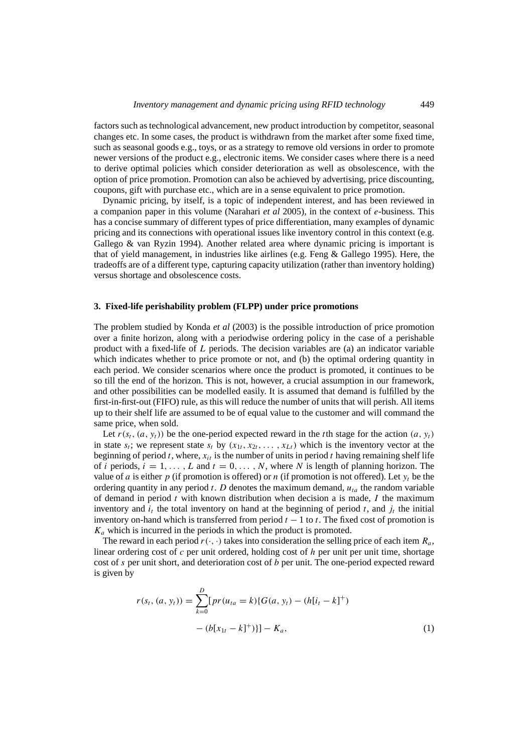factors such as technological advancement, new product introduction by competitor, seasonal changes etc. In some cases, the product is withdrawn from the market after some fixed time, such as seasonal goods e.g., toys, or as a strategy to remove old versions in order to promote newer versions of the product e.g., electronic items. We consider cases where there is a need to derive optimal policies which consider deterioration as well as obsolescence, with the option of price promotion. Promotion can also be achieved by advertising, price discounting, coupons, gift with purchase etc., which are in a sense equivalent to price promotion.

Dynamic pricing, by itself, is a topic of independent interest, and has been reviewed in a companion paper in this volume (Narahari *et al* 2005), in the context of *e*-business. This has a concise summary of different types of price differentiation, many examples of dynamic pricing and its connections with operational issues like inventory control in this context (e.g. Gallego & van Ryzin 1994). Another related area where dynamic pricing is important is that of yield management, in industries like airlines (e.g. Feng & Gallego 1995). Here, the tradeoffs are of a different type, capturing capacity utilization (rather than inventory holding) versus shortage and obsolescence costs.

### 3. Fixed-life perishability problem (FLPP) under price promotions

The problem studied by Konda *et al* (2003) is the possible introduction of price promotion over a finite horizon, along with a periodwise ordering policy in the case of a perishable product with a fixed-life of $L$ periods. The decision variables are (a) an indicator variable which indicates whether to price promote or not, and (b) the optimal ordering quantity in each period. We consider scenarios where once the product is promoted, it continues to be so till the end of the horizon. This is not, however, a crucial assumption in our framework, and other possibilities can be modelled easily. It is assumed that demand is fulfilled by the first-in-first-out (FIFO) rule, as this will reduce the number of units that will perish. All items up to their shelf life are assumed to be of equal value to the customer and will command the same price, when sold.

Let $r(s_t, (a, y_t))$ be the one-period expected reward in the $t$th stage for the action $(a, y_t)$ in state $s_t$; we represent state $s_t$ by $(x_{1t}, x_{2t}, \ldots, x_{Lt})$ which is the inventory vector at the beginning of period $t$, where, $x_{it}$ is the number of units in period $t$ having remaining shelf life of $i$ periods, $i = 1, \ldots, L$ and $t = 0, \ldots, N$, where $N$ is length of planning horizon. The value of $a$ is either $p$ (if promotion is offered) or $n$ (if promotion is not offered). Let $y_t$ be the ordering quantity in any period $t$. $D$ denotes the maximum demand, $u_{ta}$ the random variable of demand in period $t$ with known distribution when decision a is made, $I$ the maximum inventory and $i_t$ the total inventory on hand at the beginning of period $t$, and $j_t$ the initial inventory on-hand which is transferred from period $t-1$ to $t$. The fixed cost of promotion is $K_a$ which is incurred in the periods in which the product is promoted.

The reward in each period $r(\cdot, \cdot)$ takes into consideration the selling price of each item $R_a$, linear ordering cost of $c$ per unit ordered, holding cost of $h$ per unit per unit time, shortage cost of $s$ per unit short, and deterioration cost of $b$ per unit. The one-period expected reward is given by

$$r(s_t, (a, y_t)) = \sum_{k=0}^{D} [pr(u_{ta} = k)\{G(a, y_t) - (h[i_t - k]^+) - (b[x_{1t} - k]^+)\}] - K_a, \tag{1}$$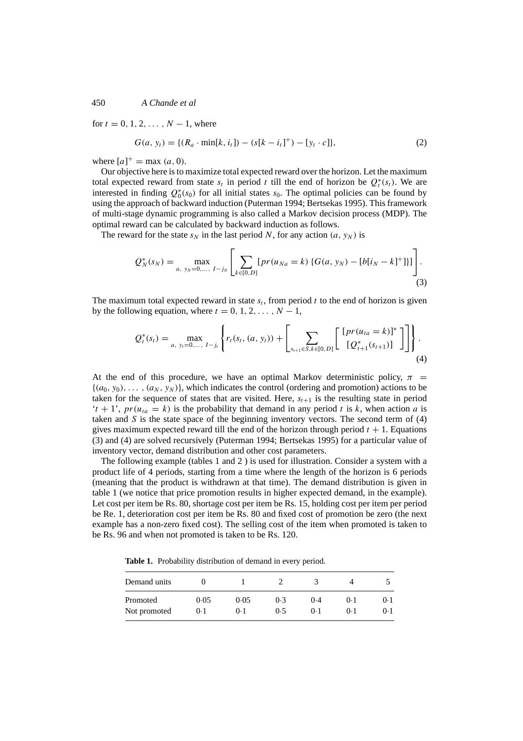for $t = 0, 1, 2, \ldots, N-1$, where

$$G(a, y_t) = \{(R_a \cdot \min[k, i_t]) - (s[k - i_t]^+) - [y_t \cdot c]\}, \tag{2}$$

where $[a]^+ = \max(a, 0)$.

Our objective here is to maximize total expected reward over the horizon. Let the maximum total expected reward from state $s_t$ in period $t$ till the end of horizon be $Q_t^*(s_t)$. We are interested in finding $Q_0^*(s_0)$ for all initial states $s_0$. The optimal policies can be found by using the approach of backward induction (Puterman 1994; Bertsekas 1995). This framework of multi-stage dynamic programming is also called a Markov decision process (MDP). The optimal reward can be calculated by backward induction as follows.

The reward for the state $s_N$ in the last period $N$, for any action $(a, y_N)$ is

$$Q_N^*(s_N) = \max_{a,\ y_N=0,\ldots,\ I-j_N} \left[ \sum_{k \in [0,D]} [pr(u_{Na} = k)\ \{G(a, y_N) - [b[i_N - k]^+]\}] \right]. \tag{3}$$

The maximum total expected reward in state $s_t$, from period $t$ to the end of horizon is given by the following equation, where $t = 0, 1, 2, \ldots, N-1$,

$$Q_t^*(s_t) = \max_{a,\ y_t=0,\ldots,\ I-j_t} \left\{ r_t(s_t, (a, y_t)) + \left[ \sum_{s_{t+1} \in S, k \in [0,D]} \left[ \begin{matrix} [pr(u_{ta} = k)]^* \\ [Q_{t+1}^*(s_{t+1})] \end{matrix} \right] \right] \right\}. \tag{4}$$

At the end of this procedure, we have an optimal Markov deterministic policy, $\pi = \{(a_0, y_0), \ldots, (a_N, y_N)\}$, which indicates the control (ordering and promotion) actions to be taken for the sequence of states that are visited. Here, $s_{t+1}$ is the resulting state in period '$t+1$', $pr(u_{ta} = k)$ is the probability that demand in any period $t$ is $k$, when action $a$ is taken and $S$ is the state space of the beginning inventory vectors. The second term of (4) gives maximum expected reward till the end of the horizon through period $t+1$. Equations (3) and (4) are solved recursively (Puterman 1994; Bertsekas 1995) for a particular value of inventory vector, demand distribution and other cost parameters.

The following example (tables 1 and 2 ) is used for illustration. Consider a system with a product life of 4 periods, starting from a time where the length of the horizon is 6 periods (meaning that the product is withdrawn at that time). The demand distribution is given in table 1 (we notice that price promotion results in higher expected demand, in the example). Let cost per item be Rs. 80, shortage cost per item be Rs. 15, holding cost per item per period be Re. 1, deterioration cost per item be Rs. 80 and fixed cost of promotion be zero (the next example has a non-zero fixed cost). The selling cost of the item when promoted is taken to be Rs. 96 and when not promoted is taken to be Rs. 120.

**Table 1.** Probability distribution of demand in every period.

| Demand units | 0 | 1 | 2 | 3 | 4 | 5 |
|---|---|---|---|---|---|---|
| Promoted | 0·05 | 0·05 | 0·3 | 0·4 | 0·1 | 0·1 |
| Not promoted | 0·1 | 0·1 | 0·5 | 0·1 | 0·1 | 0·1 |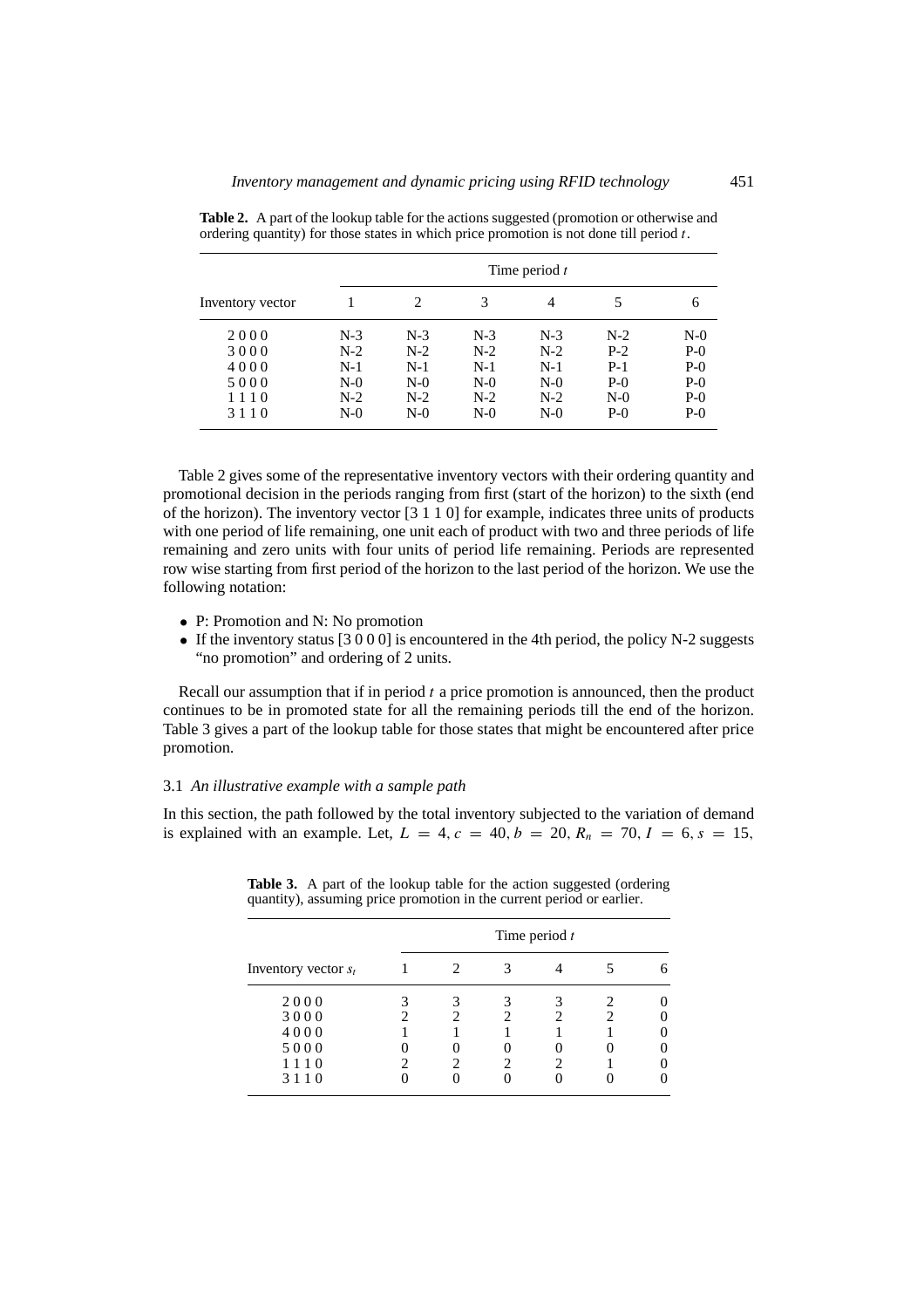**Table 2.** A part of the lookup table for the actions suggested (promotion or otherwise and ordering quantity) for those states in which price promotion is not done till period $t$.

| Inventory vector | Time period $t$ | | | | | |
|---|---|---|---|---|---|---|
| | 1 | 2 | 3 | 4 | 5 | 6 |
| 2 0 0 0 | N-3 | N-3 | N-3 | N-3 | N-2 | N-0 |
| 3 0 0 0 | N-2 | N-2 | N-2 | N-2 | P-2 | P-0 |
| 4 0 0 0 | N-1 | N-1 | N-1 | N-1 | P-1 | P-0 |
| 5 0 0 0 | N-0 | N-0 | N-0 | N-0 | P-0 | P-0 |
| 1 1 1 0 | N-2 | N-2 | N-2 | N-2 | N-0 | P-0 |
| 3 1 1 0 | N-0 | N-0 | N-0 | N-0 | P-0 | P-0 |

Table 2 gives some of the representative inventory vectors with their ordering quantity and promotional decision in the periods ranging from first (start of the horizon) to the sixth (end of the horizon). The inventory vector [3 1 1 0] for example, indicates three units of products with one period of life remaining, one unit each of product with two and three periods of life remaining and zero units with four units of period life remaining. Periods are represented row wise starting from first period of the horizon to the last period of the horizon. We use the following notation:

- P: Promotion and N: No promotion
- If the inventory status [3 0 0 0] is encountered in the 4th period, the policy N-2 suggests "no promotion" and ordering of 2 units.

Recall our assumption that if in period $t$ a price promotion is announced, then the product continues to be in promoted state for all the remaining periods till the end of the horizon. Table 3 gives a part of the lookup table for those states that might be encountered after price promotion.

### 3.1 *An illustrative example with a sample path*

In this section, the path followed by the total inventory subjected to the variation of demand is explained with an example. Let, $L = 4, c = 40, b = 20, R_n = 70, I = 6, s = 15,$

**Table 3.** A part of the lookup table for the action suggested (ordering quantity), assuming price promotion in the current period or earlier.

| Inventory vector $s_t$ | Time period $t$ | | | | | |
|---|---|---|---|---|---|---|
| | 1 | 2 | 3 | 4 | 5 | 6 |
| 2 0 0 0 | 3 | 3 | 3 | 3 | 2 | 0 |
| 3 0 0 0 | 2 | 2 | 2 | 2 | 2 | 0 |
| 4 0 0 0 | 1 | 1 | 1 | 1 | 1 | 0 |
| 5 0 0 0 | 0 | 0 | 0 | 0 | 0 | 0 |
| 1 1 1 0 | 2 | 2 | 2 | 2 | 1 | 0 |
| 3 1 1 0 | 0 | 0 | 0 | 0 | 0 | 0 |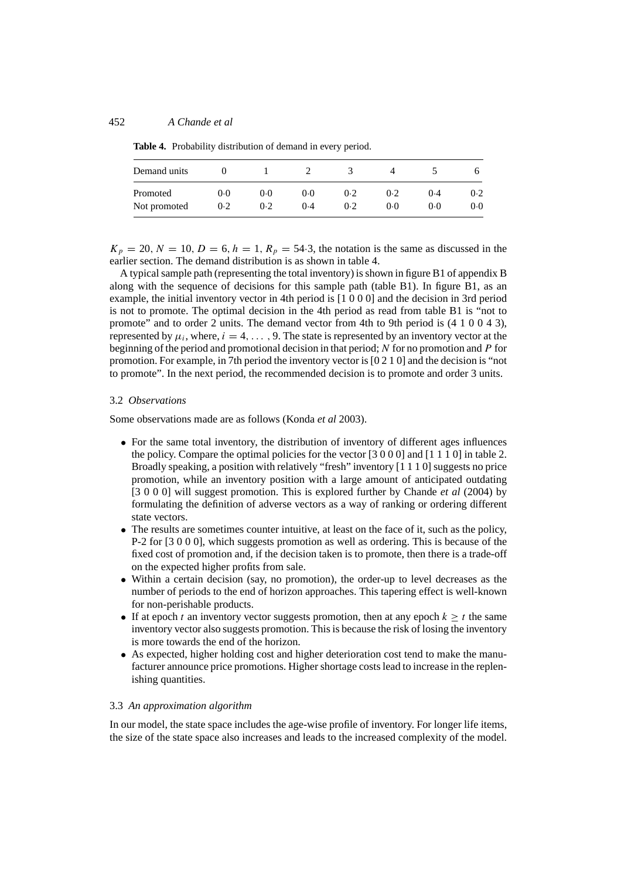**Table 4.** Probability distribution of demand in every period.

| Demand units | 0 | 1 | 2 | 3 | 4 | 5 | 6 |
|---|---|---|---|---|---|---|---|
| Promoted | 0·0 | 0·0 | 0·0 | 0·2 | 0·2 | 0·4 | 0·2 |
| Not promoted | 0·2 | 0·2 | 0·4 | 0·2 | 0·0 | 0·0 | 0·0 |

$K_p = 20$, $N = 10$, $D = 6$, $h = 1$, $R_p = 54{\cdot}3$, the notation is the same as discussed in the earlier section. The demand distribution is as shown in table 4.

A typical sample path (representing the total inventory) is shown in figure B1 of appendix B along with the sequence of decisions for this sample path (table B1). In figure B1, as an example, the initial inventory vector in 4th period is [1 0 0 0] and the decision in 3rd period is not to promote. The optimal decision in the 4th period as read from table B1 is "not to promote" and to order 2 units. The demand vector from 4th to 9th period is (4 1 0 0 4 3), represented by $\mu_i$, where, $i = 4, \ldots, 9$. The state is represented by an inventory vector at the beginning of the period and promotional decision in that period; $N$ for no promotion and $P$ for promotion. For example, in 7th period the inventory vector is [0 2 1 0] and the decision is "not to promote". In the next period, the recommended decision is to promote and order 3 units.

### 3.2 *Observations*

Some observations made are as follows (Konda *et al* 2003).

- For the same total inventory, the distribution of inventory of different ages influences the policy. Compare the optimal policies for the vector [3 0 0 0] and [1 1 1 0] in table 2. Broadly speaking, a position with relatively "fresh" inventory [1 1 1 0] suggests no price promotion, while an inventory position with a large amount of anticipated outdating [3 0 0 0] will suggest promotion. This is explored further by Chande *et al* (2004) by formulating the definition of adverse vectors as a way of ranking or ordering different state vectors.
- The results are sometimes counter intuitive, at least on the face of it, such as the policy, P-2 for [3 0 0 0], which suggests promotion as well as ordering. This is because of the fixed cost of promotion and, if the decision taken is to promote, then there is a trade-off on the expected higher profits from sale.
- Within a certain decision (say, no promotion), the order-up to level decreases as the number of periods to the end of horizon approaches. This tapering effect is well-known for non-perishable products.
- If at epoch $t$ an inventory vector suggests promotion, then at any epoch $k \geq t$ the same inventory vector also suggests promotion. This is because the risk of losing the inventory is more towards the end of the horizon.
- As expected, higher holding cost and higher deterioration cost tend to make the manufacturer announce price promotions. Higher shortage costs lead to increase in the replenishing quantities.

### 3.3 *An approximation algorithm*

In our model, the state space includes the age-wise profile of inventory. For longer life items, the size of the state space also increases and leads to the increased complexity of the model.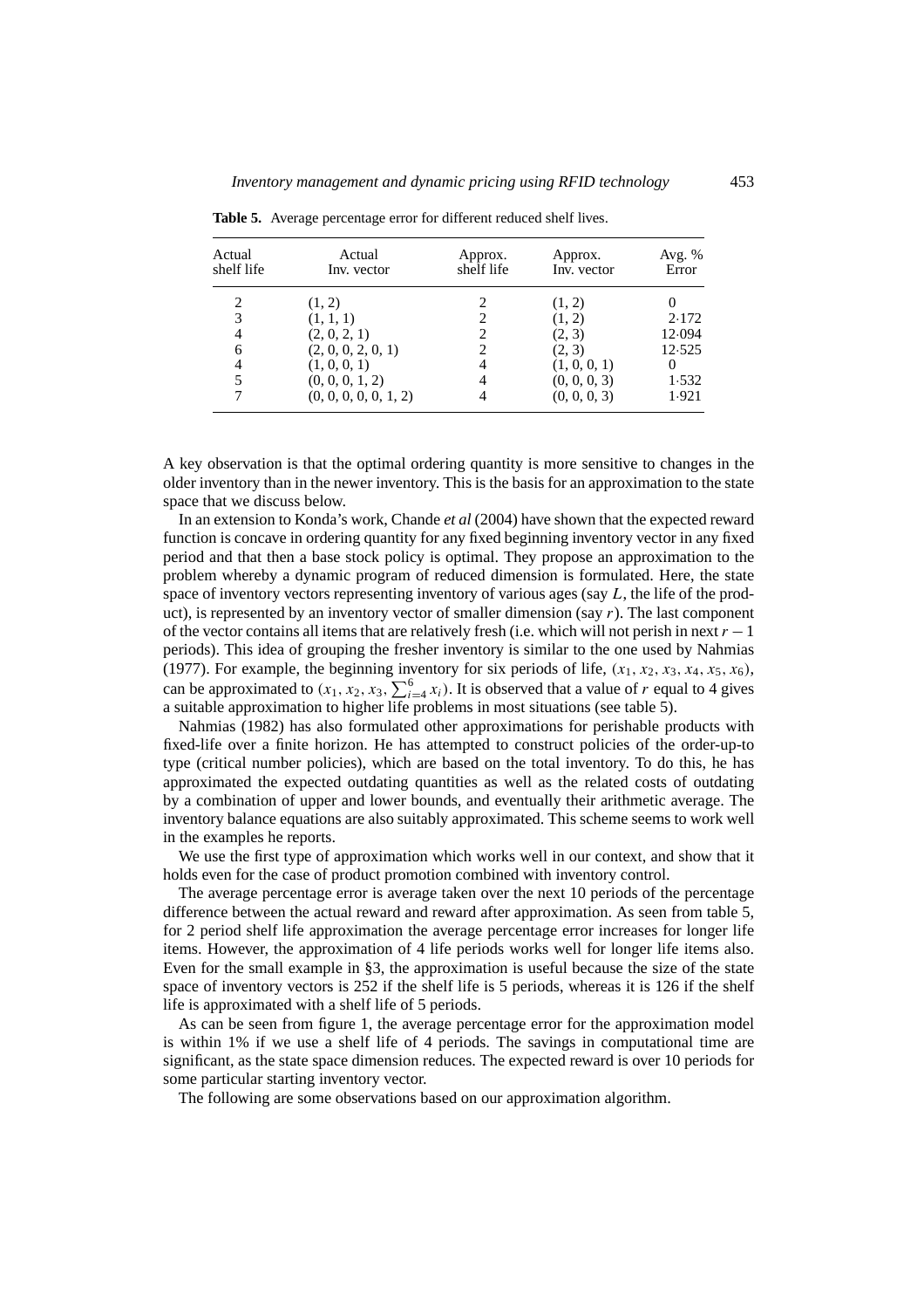**Table 5.** Average percentage error for different reduced shelf lives.

| Actual shelf life | Actual Inv. vector | Approx. shelf life | Approx. Inv. vector | Avg. % Error |
|---|---|---|---|---|
| 2 | (1, 2) | 2 | (1, 2) | 0 |
| 3 | (1, 1, 1) | 2 | (1, 2) | 2·172 |
| 4 | (2, 0, 2, 1) | 2 | (2, 3) | 12·094 |
| 6 | (2, 0, 0, 2, 0, 1) | 2 | (2, 3) | 12·525 |
| 4 | (1, 0, 0, 1) | 4 | (1, 0, 0, 1) | 0 |
| 5 | (0, 0, 0, 1, 2) | 4 | (0, 0, 0, 3) | 1·532 |
| 7 | (0, 0, 0, 0, 0, 1, 2) | 4 | (0, 0, 0, 3) | 1·921 |

A key observation is that the optimal ordering quantity is more sensitive to changes in the older inventory than in the newer inventory. This is the basis for an approximation to the state space that we discuss below.

In an extension to Konda's work, Chande *et al* (2004) have shown that the expected reward function is concave in ordering quantity for any fixed beginning inventory vector in any fixed period and that then a base stock policy is optimal. They propose an approximation to the problem whereby a dynamic program of reduced dimension is formulated. Here, the state space of inventory vectors representing inventory of various ages (say $L$, the life of the product), is represented by an inventory vector of smaller dimension (say $r$). The last component of the vector contains all items that are relatively fresh (i.e. which will not perish in next $r-1$ periods). This idea of grouping the fresher inventory is similar to the one used by Nahmias (1977). For example, the beginning inventory for six periods of life, $(x_1, x_2, x_3, x_4, x_5, x_6)$, can be approximated to $(x_1, x_2, x_3, \sum_{i=4}^{6} x_i)$. It is observed that a value of $r$ equal to 4 gives a suitable approximation to higher life problems in most situations (see table 5).

Nahmias (1982) has also formulated other approximations for perishable products with fixed-life over a finite horizon. He has attempted to construct policies of the order-up-to type (critical number policies), which are based on the total inventory. To do this, he has approximated the expected outdating quantities as well as the related costs of outdating by a combination of upper and lower bounds, and eventually their arithmetic average. The inventory balance equations are also suitably approximated. This scheme seems to work well in the examples he reports.

We use the first type of approximation which works well in our context, and show that it holds even for the case of product promotion combined with inventory control.

The average percentage error is average taken over the next 10 periods of the percentage difference between the actual reward and reward after approximation. As seen from table 5, for 2 period shelf life approximation the average percentage error increases for longer life items. However, the approximation of 4 life periods works well for longer life items also. Even for the small example in §3, the approximation is useful because the size of the state space of inventory vectors is 252 if the shelf life is 5 periods, whereas it is 126 if the shelf life is approximated with a shelf life of 5 periods.

As can be seen from figure 1, the average percentage error for the approximation model is within 1% if we use a shelf life of 4 periods. The savings in computational time are significant, as the state space dimension reduces. The expected reward is over 10 periods for some particular starting inventory vector.

The following are some observations based on our approximation algorithm.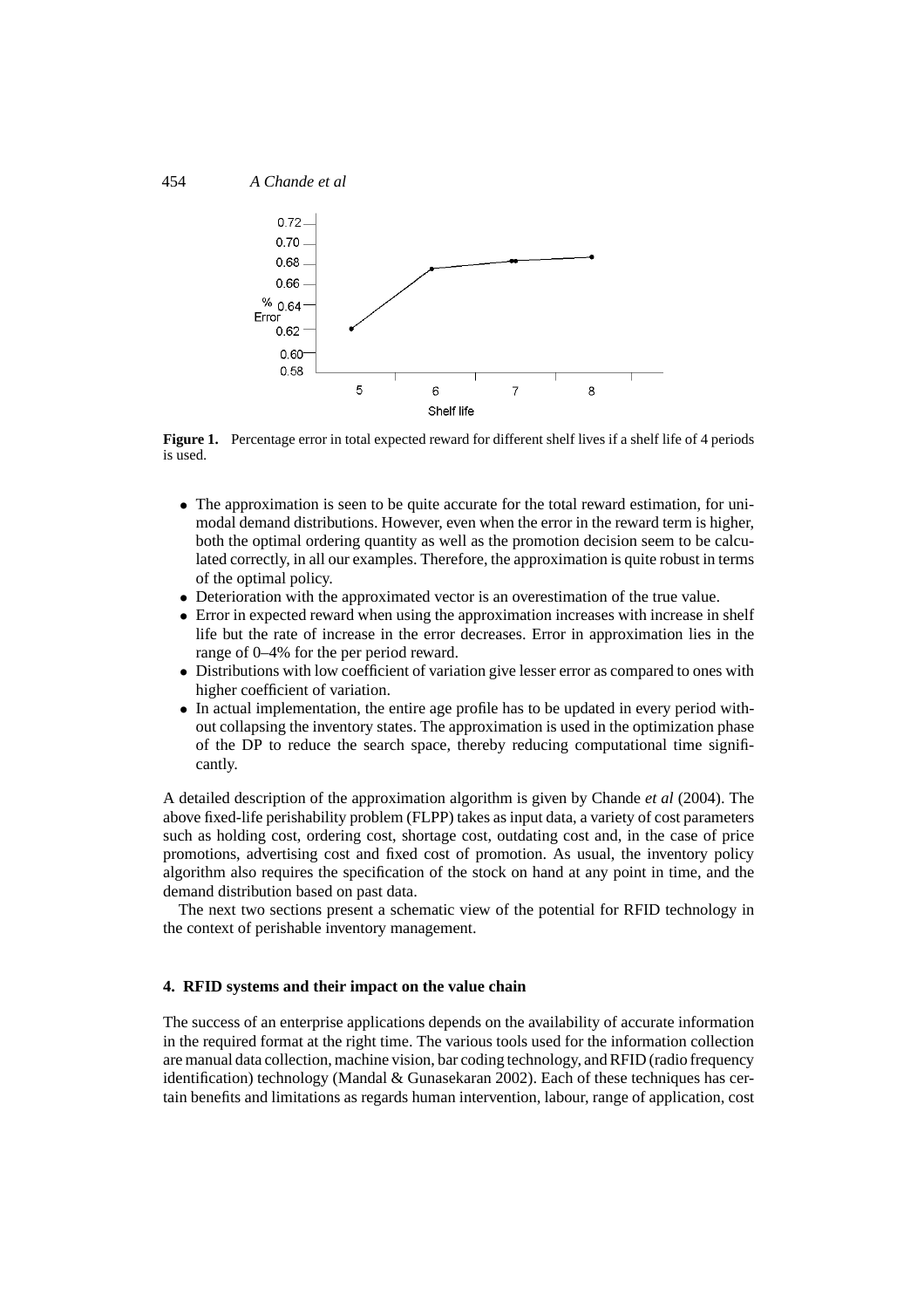**Figure 1.** Percentage error in total expected reward for different shelf lives if a shelf life of 4 periods is used.

- The approximation is seen to be quite accurate for the total reward estimation, for unimodal demand distributions. However, even when the error in the reward term is higher, both the optimal ordering quantity as well as the promotion decision seem to be calculated correctly, in all our examples. Therefore, the approximation is quite robust in terms of the optimal policy.
- Deterioration with the approximated vector is an overestimation of the true value.
- Error in expected reward when using the approximation increases with increase in shelf life but the rate of increase in the error decreases. Error in approximation lies in the range of 0–4% for the per period reward.
- Distributions with low coefficient of variation give lesser error as compared to ones with higher coefficient of variation.
- In actual implementation, the entire age profile has to be updated in every period without collapsing the inventory states. The approximation is used in the optimization phase of the DP to reduce the search space, thereby reducing computational time significantly.

A detailed description of the approximation algorithm is given by Chande *et al* (2004). The above fixed-life perishability problem (FLPP) takes as input data, a variety of cost parameters such as holding cost, ordering cost, shortage cost, outdating cost and, in the case of price promotions, advertising cost and fixed cost of promotion. As usual, the inventory policy algorithm also requires the specification of the stock on hand at any point in time, and the demand distribution based on past data.

The next two sections present a schematic view of the potential for RFID technology in the context of perishable inventory management.

## 4. RFID systems and their impact on the value chain

The success of an enterprise applications depends on the availability of accurate information in the required format at the right time. The various tools used for the information collection are manual data collection, machine vision, bar coding technology, and RFID (radio frequency identification) technology (Mandal & Gunasekaran 2002). Each of these techniques has certain benefits and limitations as regards human intervention, labour, range of application, cost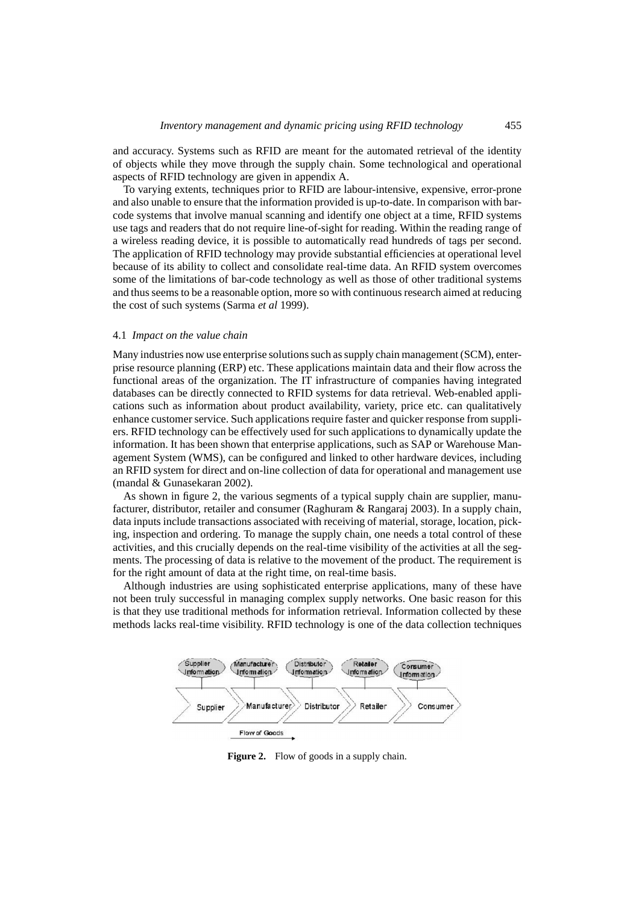and accuracy. Systems such as RFID are meant for the automated retrieval of the identity of objects while they move through the supply chain. Some technological and operational aspects of RFID technology are given in appendix A.

To varying extents, techniques prior to RFID are labour-intensive, expensive, error-prone and also unable to ensure that the information provided is up-to-date. In comparison with bar-code systems that involve manual scanning and identify one object at a time, RFID systems use tags and readers that do not require line-of-sight for reading. Within the reading range of a wireless reading device, it is possible to automatically read hundreds of tags per second. The application of RFID technology may provide substantial efficiencies at operational level because of its ability to collect and consolidate real-time data. An RFID system overcomes some of the limitations of bar-code technology as well as those of other traditional systems and thus seems to be a reasonable option, more so with continuous research aimed at reducing the cost of such systems (Sarma *et al* 1999).

### 4.1 *Impact on the value chain*

Many industries now use enterprise solutions such as supply chain management (SCM), enterprise resource planning (ERP) etc. These applications maintain data and their flow across the functional areas of the organization. The IT infrastructure of companies having integrated databases can be directly connected to RFID systems for data retrieval. Web-enabled applications such as information about product availability, variety, price etc. can qualitatively enhance customer service. Such applications require faster and quicker response from suppliers. RFID technology can be effectively used for such applications to dynamically update the information. It has been shown that enterprise applications, such as SAP or Warehouse Management System (WMS), can be configured and linked to other hardware devices, including an RFID system for direct and on-line collection of data for operational and management use (mandal & Gunasekaran 2002).

As shown in figure 2, the various segments of a typical supply chain are supplier, manufacturer, distributor, retailer and consumer (Raghuram & Rangaraj 2003). In a supply chain, data inputs include transactions associated with receiving of material, storage, location, picking, inspection and ordering. To manage the supply chain, one needs a total control of these activities, and this crucially depends on the real-time visibility of the activities at all the segments. The processing of data is relative to the movement of the product. The requirement is for the right amount of data at the right time, on real-time basis.

Although industries are using sophisticated enterprise applications, many of these have not been truly successful in managing complex supply networks. One basic reason for this is that they use traditional methods for information retrieval. Information collected by these methods lacks real-time visibility. RFID technology is one of the data collection techniques

Supplier Information
Manufacturer Information
Distributor Information
Retailer Information
Consumer Information

Supplier
Manufacturer
Distributor
Retailer
Consumer

Flow of Goods

**Figure 2.** Flow of goods in a supply chain.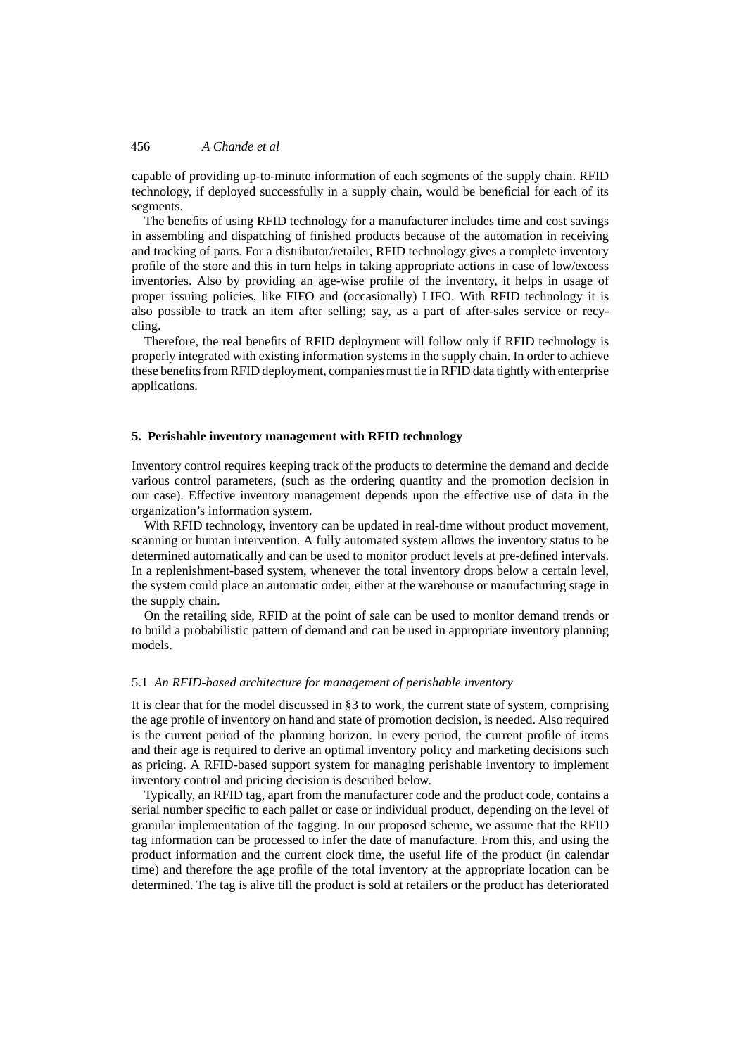capable of providing up-to-minute information of each segments of the supply chain. RFID technology, if deployed successfully in a supply chain, would be beneficial for each of its segments.

The benefits of using RFID technology for a manufacturer includes time and cost savings in assembling and dispatching of finished products because of the automation in receiving and tracking of parts. For a distributor/retailer, RFID technology gives a complete inventory profile of the store and this in turn helps in taking appropriate actions in case of low/excess inventories. Also by providing an age-wise profile of the inventory, it helps in usage of proper issuing policies, like FIFO and (occasionally) LIFO. With RFID technology it is also possible to track an item after selling; say, as a part of after-sales service or recycling.

Therefore, the real benefits of RFID deployment will follow only if RFID technology is properly integrated with existing information systems in the supply chain. In order to achieve these benefits from RFID deployment, companies must tie in RFID data tightly with enterprise applications.

## 5. Perishable inventory management with RFID technology

Inventory control requires keeping track of the products to determine the demand and decide various control parameters, (such as the ordering quantity and the promotion decision in our case). Effective inventory management depends upon the effective use of data in the organization's information system.

With RFID technology, inventory can be updated in real-time without product movement, scanning or human intervention. A fully automated system allows the inventory status to be determined automatically and can be used to monitor product levels at pre-defined intervals. In a replenishment-based system, whenever the total inventory drops below a certain level, the system could place an automatic order, either at the warehouse or manufacturing stage in the supply chain.

On the retailing side, RFID at the point of sale can be used to monitor demand trends or to build a probabilistic pattern of demand and can be used in appropriate inventory planning models.

### 5.1 *An RFID-based architecture for management of perishable inventory*

It is clear that for the model discussed in §3 to work, the current state of system, comprising the age profile of inventory on hand and state of promotion decision, is needed. Also required is the current period of the planning horizon. In every period, the current profile of items and their age is required to derive an optimal inventory policy and marketing decisions such as pricing. A RFID-based support system for managing perishable inventory to implement inventory control and pricing decision is described below.

Typically, an RFID tag, apart from the manufacturer code and the product code, contains a serial number specific to each pallet or case or individual product, depending on the level of granular implementation of the tagging. In our proposed scheme, we assume that the RFID tag information can be processed to infer the date of manufacture. From this, and using the product information and the current clock time, the useful life of the product (in calendar time) and therefore the age profile of the total inventory at the appropriate location can be determined. The tag is alive till the product is sold at retailers or the product has deteriorated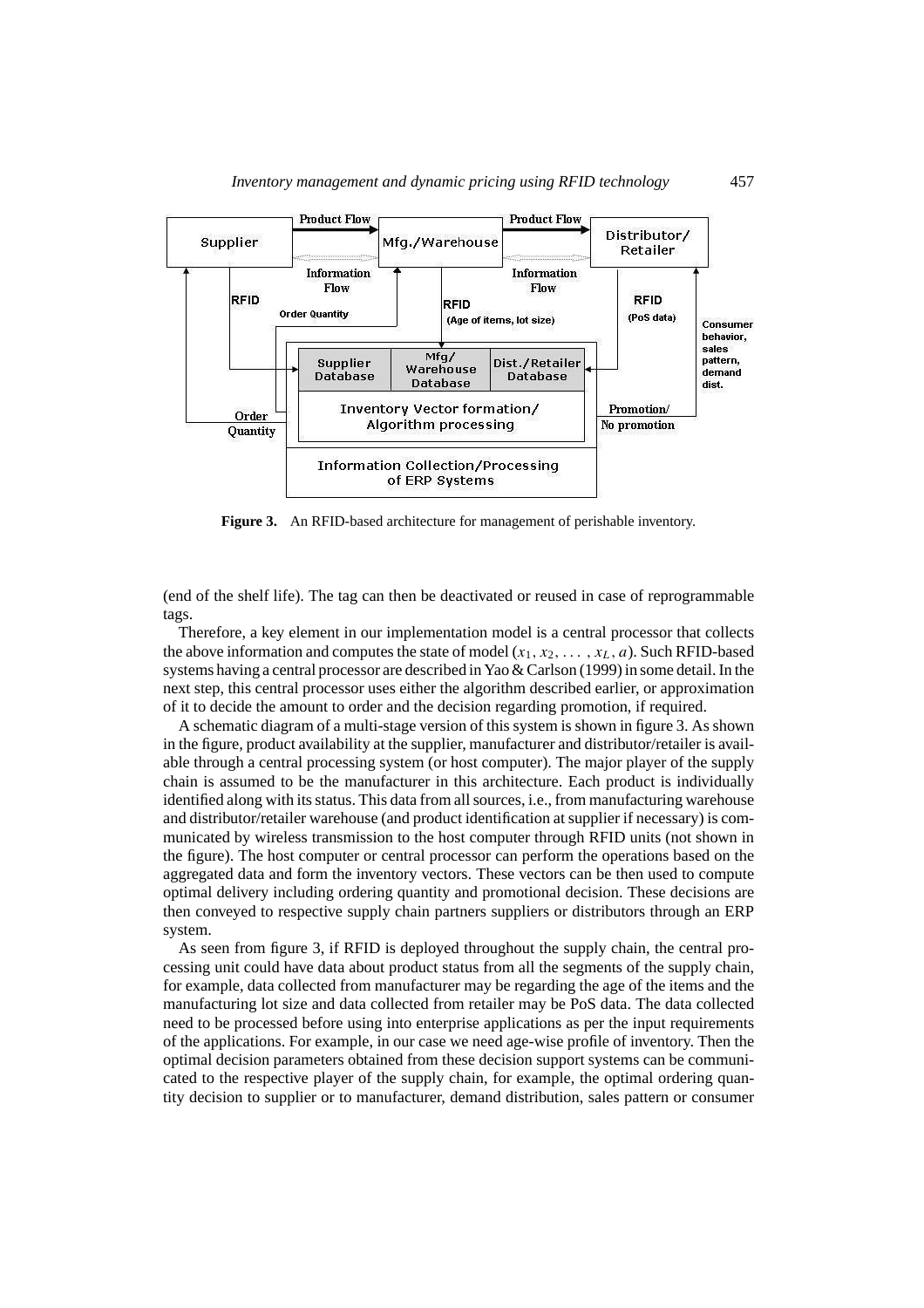Supplier
Product Flow
Mfg./Warehouse
Product Flow
Distributor/
Retailer
Information
Flow
Information
Flow
RFID
Order Quantity
RFID
(Age of items, lot size)
RFID
(PoS data)
Consumer
behavior,
sales
pattern,
demand
dist.
Supplier
Database
Mfg/
Warehouse
Database
Dist./Retailer
Database
Order
Quantity
Inventory Vector formation/
Algorithm processing
Promotion/
No promotion
Information Collection/Processing
of ERP Systems

**Figure 3.** An RFID-based architecture for management of perishable inventory.

(end of the shelf life). The tag can then be deactivated or reused in case of reprogrammable tags.

Therefore, a key element in our implementation model is a central processor that collects the above information and computes the state of model $(x_1, x_2, \ldots, x_L, a)$. Such RFID-based systems having a central processor are described in Yao & Carlson (1999) in some detail. In the next step, this central processor uses either the algorithm described earlier, or approximation of it to decide the amount to order and the decision regarding promotion, if required.

A schematic diagram of a multi-stage version of this system is shown in figure 3. As shown in the figure, product availability at the supplier, manufacturer and distributor/retailer is available through a central processing system (or host computer). The major player of the supply chain is assumed to be the manufacturer in this architecture. Each product is individually identified along with its status. This data from all sources, i.e., from manufacturing warehouse and distributor/retailer warehouse (and product identification at supplier if necessary) is communicated by wireless transmission to the host computer through RFID units (not shown in the figure). The host computer or central processor can perform the operations based on the aggregated data and form the inventory vectors. These vectors can be then used to compute optimal delivery including ordering quantity and promotional decision. These decisions are then conveyed to respective supply chain partners suppliers or distributors through an ERP system.

As seen from figure 3, if RFID is deployed throughout the supply chain, the central processing unit could have data about product status from all the segments of the supply chain, for example, data collected from manufacturer may be regarding the age of the items and the manufacturing lot size and data collected from retailer may be PoS data. The data collected need to be processed before using into enterprise applications as per the input requirements of the applications. For example, in our case we need age-wise profile of inventory. Then the optimal decision parameters obtained from these decision support systems can be communicated to the respective player of the supply chain, for example, the optimal ordering quantity decision to supplier or to manufacturer, demand distribution, sales pattern or consumer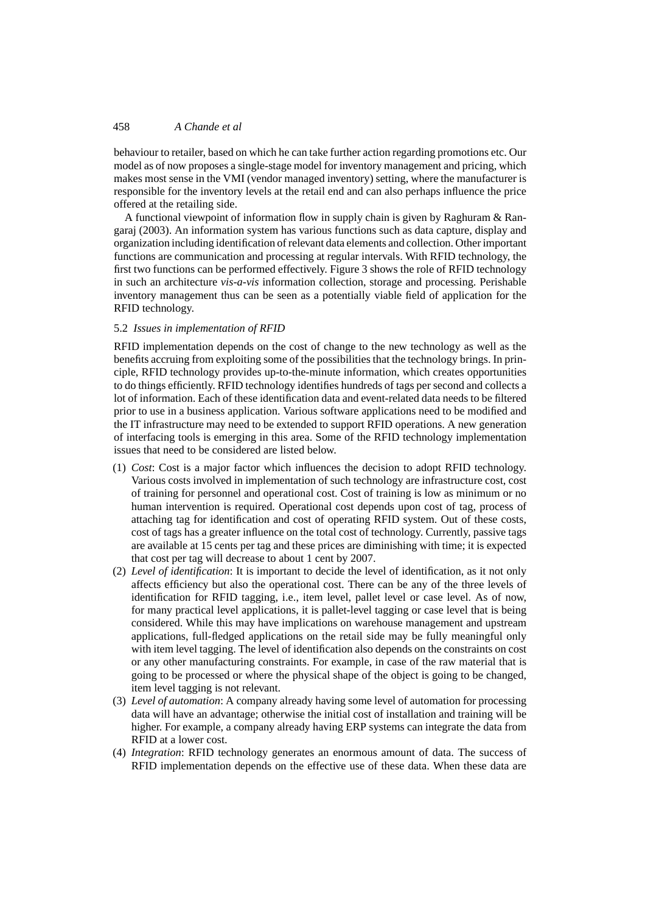behaviour to retailer, based on which he can take further action regarding promotions etc. Our model as of now proposes a single-stage model for inventory management and pricing, which makes most sense in the VMI (vendor managed inventory) setting, where the manufacturer is responsible for the inventory levels at the retail end and can also perhaps influence the price offered at the retailing side.

A functional viewpoint of information flow in supply chain is given by Raghuram & Rangaraj (2003). An information system has various functions such as data capture, display and organization including identification of relevant data elements and collection. Other important functions are communication and processing at regular intervals. With RFID technology, the first two functions can be performed effectively. Figure 3 shows the role of RFID technology in such an architecture *vis-a-vis* information collection, storage and processing. Perishable inventory management thus can be seen as a potentially viable field of application for the RFID technology.

### 5.2 *Issues in implementation of RFID*

RFID implementation depends on the cost of change to the new technology as well as the benefits accruing from exploiting some of the possibilities that the technology brings. In principle, RFID technology provides up-to-the-minute information, which creates opportunities to do things efficiently. RFID technology identifies hundreds of tags per second and collects a lot of information. Each of these identification data and event-related data needs to be filtered prior to use in a business application. Various software applications need to be modified and the IT infrastructure may need to be extended to support RFID operations. A new generation of interfacing tools is emerging in this area. Some of the RFID technology implementation issues that need to be considered are listed below.

(1) *Cost*: Cost is a major factor which influences the decision to adopt RFID technology. Various costs involved in implementation of such technology are infrastructure cost, cost of training for personnel and operational cost. Cost of training is low as minimum or no human intervention is required. Operational cost depends upon cost of tag, process of attaching tag for identification and cost of operating RFID system. Out of these costs, cost of tags has a greater influence on the total cost of technology. Currently, passive tags are available at 15 cents per tag and these prices are diminishing with time; it is expected that cost per tag will decrease to about 1 cent by 2007.
(2) *Level of identification*: It is important to decide the level of identification, as it not only affects efficiency but also the operational cost. There can be any of the three levels of identification for RFID tagging, i.e., item level, pallet level or case level. As of now, for many practical level applications, it is pallet-level tagging or case level that is being considered. While this may have implications on warehouse management and upstream applications, full-fledged applications on the retail side may be fully meaningful only with item level tagging. The level of identification also depends on the constraints on cost or any other manufacturing constraints. For example, in case of the raw material that is going to be processed or where the physical shape of the object is going to be changed, item level tagging is not relevant.
(3) *Level of automation*: A company already having some level of automation for processing data will have an advantage; otherwise the initial cost of installation and training will be higher. For example, a company already having ERP systems can integrate the data from RFID at a lower cost.
(4) *Integration*: RFID technology generates an enormous amount of data. The success of RFID implementation depends on the effective use of these data. When these data are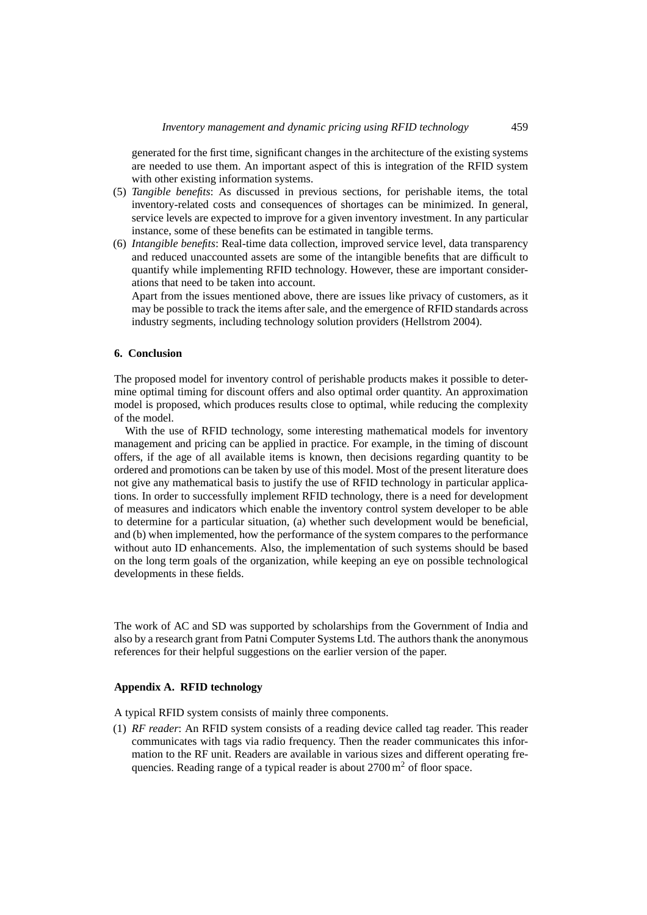generated for the first time, significant changes in the architecture of the existing systems are needed to use them. An important aspect of this is integration of the RFID system with other existing information systems.

(5) *Tangible benefits*: As discussed in previous sections, for perishable items, the total inventory-related costs and consequences of shortages can be minimized. In general, service levels are expected to improve for a given inventory investment. In any particular instance, some of these benefits can be estimated in tangible terms.

(6) *Intangible benefits*: Real-time data collection, improved service level, data transparency and reduced unaccounted assets are some of the intangible benefits that are difficult to quantify while implementing RFID technology. However, these are important considerations that need to be taken into account.

Apart from the issues mentioned above, there are issues like privacy of customers, as it may be possible to track the items after sale, and the emergence of RFID standards across industry segments, including technology solution providers (Hellstrom 2004).

## 6. Conclusion

The proposed model for inventory control of perishable products makes it possible to determine optimal timing for discount offers and also optimal order quantity. An approximation model is proposed, which produces results close to optimal, while reducing the complexity of the model.

With the use of RFID technology, some interesting mathematical models for inventory management and pricing can be applied in practice. For example, in the timing of discount offers, if the age of all available items is known, then decisions regarding quantity to be ordered and promotions can be taken by use of this model. Most of the present literature does not give any mathematical basis to justify the use of RFID technology in particular applications. In order to successfully implement RFID technology, there is a need for development of measures and indicators which enable the inventory control system developer to be able to determine for a particular situation, (a) whether such development would be beneficial, and (b) when implemented, how the performance of the system compares to the performance without auto ID enhancements. Also, the implementation of such systems should be based on the long term goals of the organization, while keeping an eye on possible technological developments in these fields.

The work of AC and SD was supported by scholarships from the Government of India and also by a research grant from Patni Computer Systems Ltd. The authors thank the anonymous references for their helpful suggestions on the earlier version of the paper.

## Appendix A. RFID technology

A typical RFID system consists of mainly three components.

(1) *RF reader*: An RFID system consists of a reading device called tag reader. This reader communicates with tags via radio frequency. Then the reader communicates this information to the RF unit. Readers are available in various sizes and different operating frequencies. Reading range of a typical reader is about $2700\,\mathrm{m}^2$ of floor space.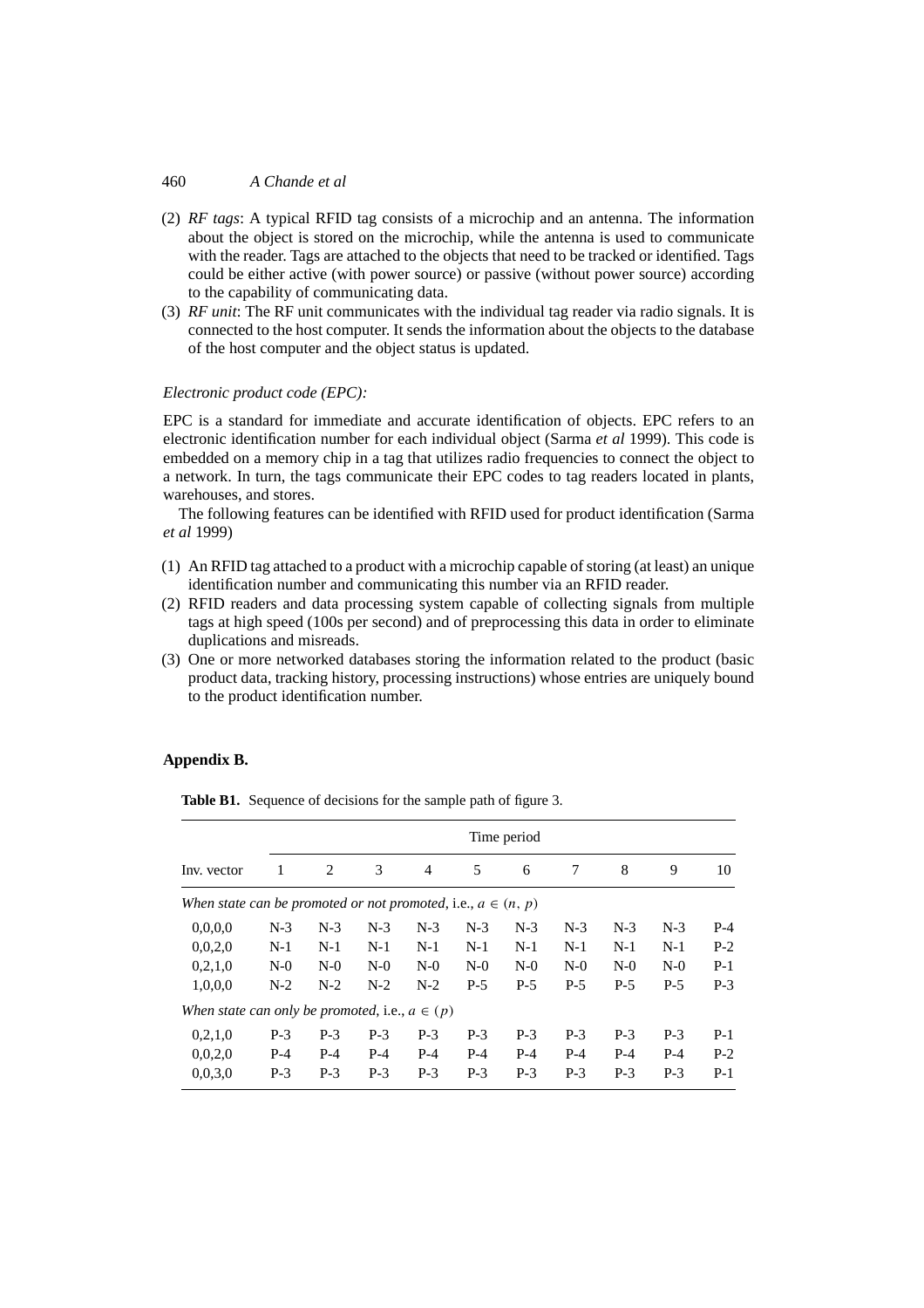(2) *RF tags*: A typical RFID tag consists of a microchip and an antenna. The information about the object is stored on the microchip, while the antenna is used to communicate with the reader. Tags are attached to the objects that need to be tracked or identified. Tags could be either active (with power source) or passive (without power source) according to the capability of communicating data.

(3) *RF unit*: The RF unit communicates with the individual tag reader via radio signals. It is connected to the host computer. It sends the information about the objects to the database of the host computer and the object status is updated.

*Electronic product code (EPC):*

EPC is a standard for immediate and accurate identification of objects. EPC refers to an electronic identification number for each individual object (Sarma *et al* 1999). This code is embedded on a memory chip in a tag that utilizes radio frequencies to connect the object to a network. In turn, the tags communicate their EPC codes to tag readers located in plants, warehouses, and stores.

The following features can be identified with RFID used for product identification (Sarma *et al* 1999)

(1) An RFID tag attached to a product with a microchip capable of storing (at least) an unique identification number and communicating this number via an RFID reader.
(2) RFID readers and data processing system capable of collecting signals from multiple tags at high speed (100s per second) and of preprocessing this data in order to eliminate duplications and misreads.
(3) One or more networked databases storing the information related to the product (basic product data, tracking history, processing instructions) whose entries are uniquely bound to the product identification number.

**Appendix B.**

**Table B1.** Sequence of decisions for the sample path of figure 3.

| | Time period | | | | | | | | | |
|---|---|---|---|---|---|---|---|---|---|---|
| Inv. vector | 1 | 2 | 3 | 4 | 5 | 6 | 7 | 8 | 9 | 10 |
| *When state can be promoted or not promoted*, i.e., $a \in (n, p)$ | | | | | | | | | | |
| 0,0,0,0 | N-3 | N-3 | N-3 | N-3 | N-3 | N-3 | N-3 | N-3 | N-3 | P-4 |
| 0,0,2,0 | N-1 | N-1 | N-1 | N-1 | N-1 | N-1 | N-1 | N-1 | N-1 | P-2 |
| 0,2,1,0 | N-0 | N-0 | N-0 | N-0 | N-0 | N-0 | N-0 | N-0 | N-0 | P-1 |
| 1,0,0,0 | N-2 | N-2 | N-2 | N-2 | P-5 | P-5 | P-5 | P-5 | P-5 | P-3 |
| *When state can only be promoted*, i.e., $a \in (p)$ | | | | | | | | | | |
| 0,2,1,0 | P-3 | P-3 | P-3 | P-3 | P-3 | P-3 | P-3 | P-3 | P-3 | P-1 |
| 0,0,2,0 | P-4 | P-4 | P-4 | P-4 | P-4 | P-4 | P-4 | P-4 | P-4 | P-2 |
| 0,0,3,0 | P-3 | P-3 | P-3 | P-3 | P-3 | P-3 | P-3 | P-3 | P-3 | P-1 |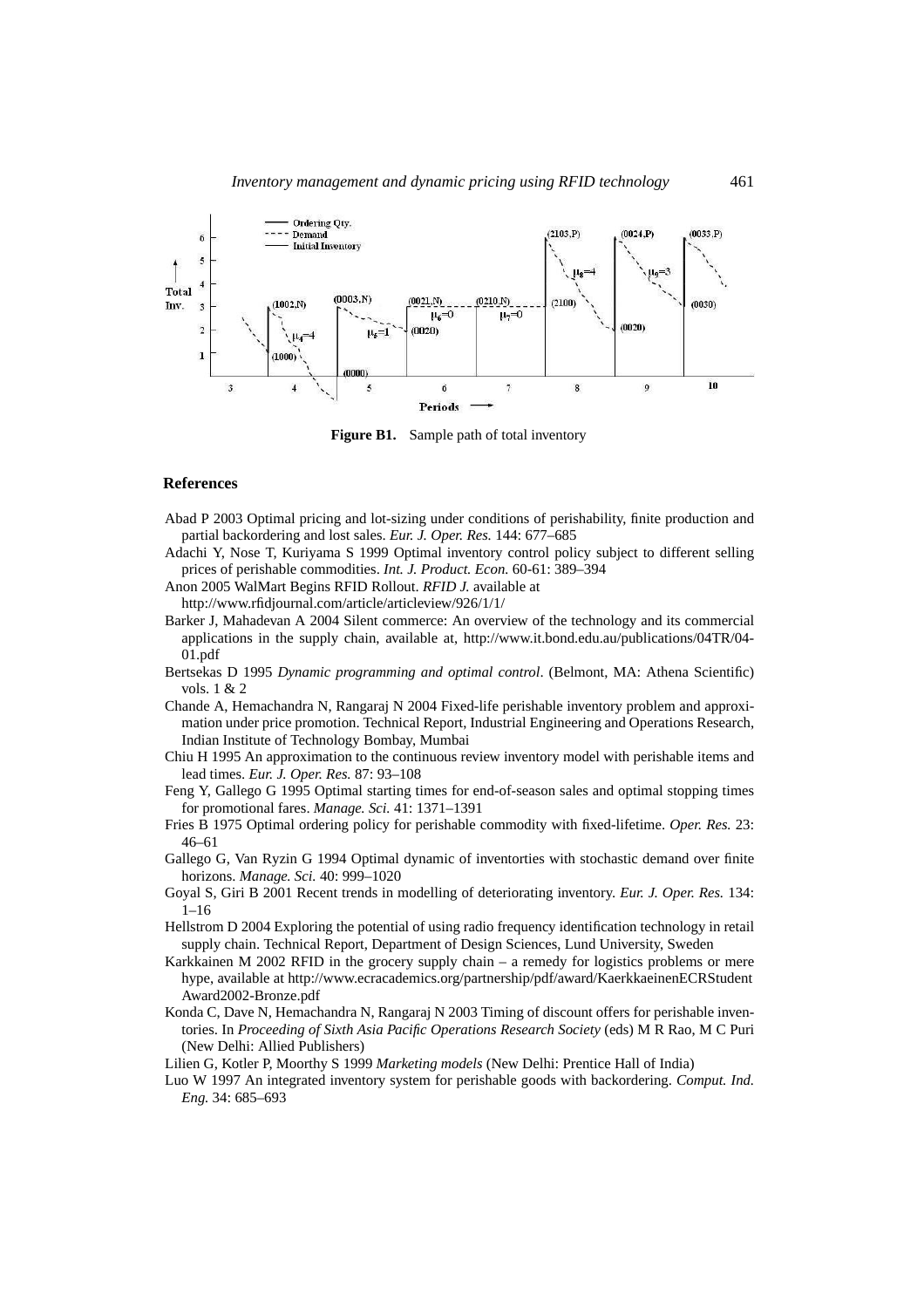**Figure B1.** Sample path of total inventory

## References

Abad P 2003 Optimal pricing and lot-sizing under conditions of perishability, finite production and partial backordering and lost sales. *Eur. J. Oper. Res.* 144: 677–685

Adachi Y, Nose T, Kuriyama S 1999 Optimal inventory control policy subject to different selling prices of perishable commodities. *Int. J. Product. Econ.* 60-61: 389–394

Anon 2005 WalMart Begins RFID Rollout. *RFID J.* available at http://www.rfidjournal.com/article/articleview/926/1/1/

Barker J, Mahadevan A 2004 Silent commerce: An overview of the technology and its commercial applications in the supply chain, available at, http://www.it.bond.edu.au/publications/04TR/04-01.pdf

Bertsekas D 1995 *Dynamic programming and optimal control*. (Belmont, MA: Athena Scientific) vols. 1 & 2

Chande A, Hemachandra N, Rangaraj N 2004 Fixed-life perishable inventory problem and approximation under price promotion. Technical Report, Industrial Engineering and Operations Research, Indian Institute of Technology Bombay, Mumbai

Chiu H 1995 An approximation to the continuous review inventory model with perishable items and lead times. *Eur. J. Oper. Res.* 87: 93–108

Feng Y, Gallego G 1995 Optimal starting times for end-of-season sales and optimal stopping times for promotional fares. *Manage. Sci.* 41: 1371–1391

Fries B 1975 Optimal ordering policy for perishable commodity with fixed-lifetime. *Oper. Res.* 23: 46–61

Gallego G, Van Ryzin G 1994 Optimal dynamic of inventorties with stochastic demand over finite horizons. *Manage. Sci.* 40: 999–1020

Goyal S, Giri B 2001 Recent trends in modelling of deteriorating inventory. *Eur. J. Oper. Res.* 134: 1–16

Hellstrom D 2004 Exploring the potential of using radio frequency identification technology in retail supply chain. Technical Report, Department of Design Sciences, Lund University, Sweden

Karkkainen M 2002 RFID in the grocery supply chain – a remedy for logistics problems or mere hype, available at http://www.ecracademics.org/partnership/pdf/award/KaerkkaeinenECRStudentAward2002-Bronze.pdf

Konda C, Dave N, Hemachandra N, Rangaraj N 2003 Timing of discount offers for perishable inventories. In *Proceeding of Sixth Asia Pacific Operations Research Society* (eds) M R Rao, M C Puri (New Delhi: Allied Publishers)

Lilien G, Kotler P, Moorthy S 1999 *Marketing models* (New Delhi: Prentice Hall of India)

Luo W 1997 An integrated inventory system for perishable goods with backordering. *Comput. Ind. Eng.* 34: 685–693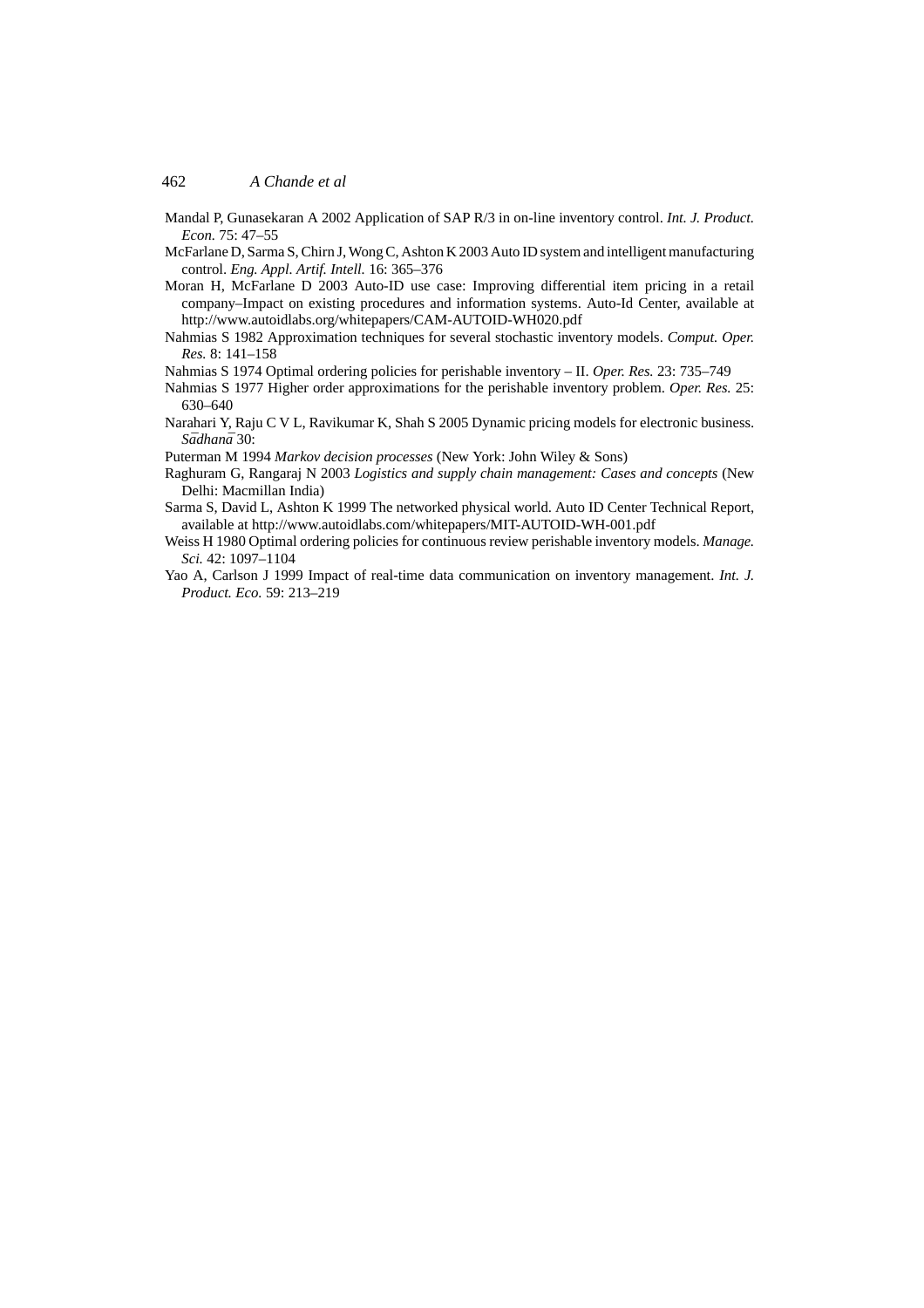Mandal P, Gunasekaran A 2002 Application of SAP R/3 in on-line inventory control. *Int. J. Product. Econ.* 75: 47–55

McFarlane D, Sarma S, Chirn J, Wong C, Ashton K 2003 Auto ID system and intelligent manufacturing control. *Eng. Appl. Artif. Intell.* 16: 365–376

Moran H, McFarlane D 2003 Auto-ID use case: Improving differential item pricing in a retail company–Impact on existing procedures and information systems. Auto-Id Center, available at http://www.autoidlabs.org/whitepapers/CAM-AUTOID-WH020.pdf

Nahmias S 1982 Approximation techniques for several stochastic inventory models. *Comput. Oper. Res.* 8: 141–158

Nahmias S 1974 Optimal ordering policies for perishable inventory – II. *Oper. Res.* 23: 735–749

Nahmias S 1977 Higher order approximations for the perishable inventory problem. *Oper. Res.* 25: 630–640

Narahari Y, Raju C V L, Ravikumar K, Shah S 2005 Dynamic pricing models for electronic business. *Sādhanā* 30:

Puterman M 1994 *Markov decision processes* (New York: John Wiley & Sons)

Raghuram G, Rangaraj N 2003 *Logistics and supply chain management: Cases and concepts* (New Delhi: Macmillan India)

Sarma S, David L, Ashton K 1999 The networked physical world. Auto ID Center Technical Report, available at http://www.autoidlabs.com/whitepapers/MIT-AUTOID-WH-001.pdf

Weiss H 1980 Optimal ordering policies for continuous review perishable inventory models. *Manage. Sci.* 42: 1097–1104

Yao A, Carlson J 1999 Impact of real-time data communication on inventory management. *Int. J. Product. Eco.* 59: 213–219